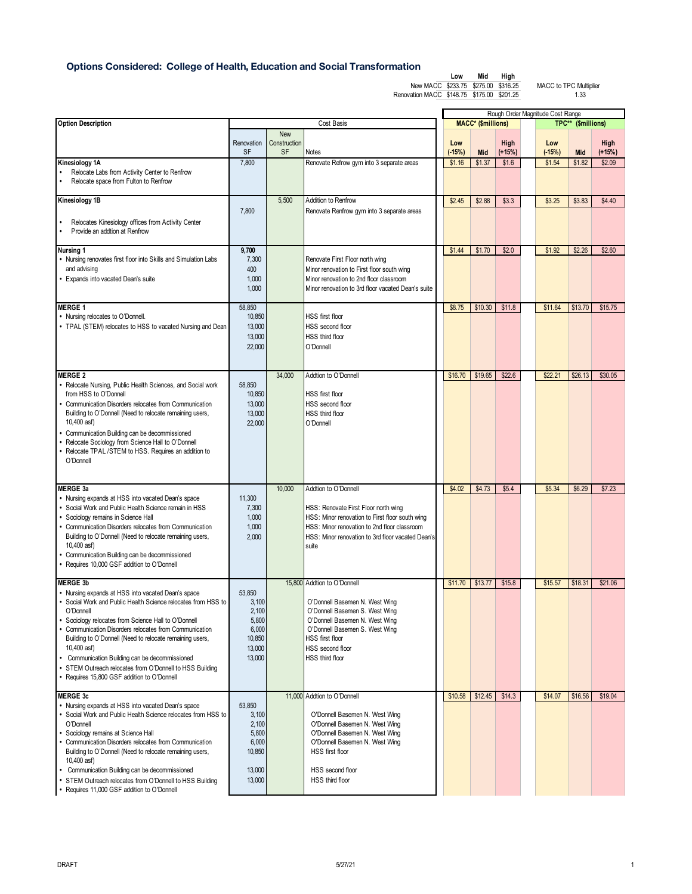## Options Considered: College of Health, Education and Social Transformation

| | Low | Mid | High |
|---|---|---|---|
| New MACC | $233.75 | $275.00 | $316.25 |
| Renovation MACC | $148.75 | $175.00 | $201.25 |

MACC to TPC Multiplier: 1.33

| Option Description | Cost Basis | | | Rough Order Magnitude Cost Range | | | | | |
|---|---|---|---|---|---|---|---|---|---|
| | | | | MACC* ($millions) | | | TPC** ($millions) | | |
| | Renovation SF | New Construction SF | Notes | Low (-15%) | Mid | High (+15%) | Low (-15%) | Mid | High (+15%) |
| **Kinesiology 1A**<br>• Relocate Labs from Activity Center to Renfrow<br>• Relocate space from Fulton to Renfrow | 7,800 | | Renovate Refrow gym into 3 separate areas | $1.16 | $1.37 | $1.6 | $1.54 | $1.82 | $2.09 |
| **Kinesiology 1B**<br>• Relocates Kinesiology offices from Activity Center<br>• Provide an addtion at Renfrow | <br>7,800 | 5,500 | Addition to Renfrow<br>Renovate Renfrow gym into 3 separate areas | $2.45 | $2.88 | $3.3 | $3.25 | $3.83 | $4.40 |
| **Nursing 1**<br>• Nursing renovates first floor into Skills and Simulation Labs and advising<br>• Expands into vacated Dean's suite | 9,700<br>7,300<br>400<br>1,000<br>1,000 | | <br>Renovate First Floor north wing<br>Minor renovation to First floor south wing<br>Minor renovation to 2nd floor classroom<br>Minor renovation to 3rd floor vacated Dean's suite | $1.44 | $1.70 | $2.0 | $1.92 | $2.26 | $2.60 |
| **MERGE 1**<br>• Nursing relocates to O'Donnell.<br>• TPAL (STEM) relocates to HSS to vacated Nursing and Dean | 58,850<br>10,850<br>13,000<br>13,000<br>22,000 | | <br>HSS first floor<br>HSS second floor<br>HSS third floor<br>O'Donnell | $8.75 | $10.30 | $11.8 | $11.64 | $13.70 | $15.75 |
| **MERGE 2**<br>• Relocate Nursing, Public Health Sciences, and Social work from HSS to O'Donnell<br>• Communication Disorders relocates from Communication Building to O'Donnell (Need to relocate remaining users, 10,400 asf)<br>• Communication Building can be decommissioned<br>• Relocate Sociology from Science Hall to O'Donnell<br>• Relocate TPAL /STEM to HSS. Requires an addition to O'Donnell | <br>58,850<br>10,850<br>13,000<br>13,000<br>22,000 | 34,000 | Addtion to O'Donnell<br><br>HSS first floor<br>HSS second floor<br>HSS third floor<br>O'Donnell | $16.70 | $19.65 | $22.6 | $22.21 | $26.13 | $30.05 |
| **MERGE 3a**<br>• Nursing expands at HSS into vacated Dean's space<br>• Social Work and Public Health Science remain in HSS<br>• Sociology remains in Science Hall<br>• Communication Disorders relocates from Communication Building to O'Donnell (Need to relocate remaining users, 10,400 asf)<br>• Communication Building can be decommissioned<br>• Requires 10,000 GSF addition to O'Donnell | <br>11,300<br>7,300<br>1,000<br>1,000<br>2,000 | 10,000 | Addtion to O'Donnell<br><br>HSS: Renovate First Floor north wing<br>HSS: Minor renovation to First floor south wing<br>HSS: Minor renovation to 2nd floor classroom<br>HSS: Minor renovation to 3rd floor vacated Dean's suite | $4.02 | $4.73 | $5.4 | $5.34 | $6.29 | $7.23 |
| **MERGE 3b**<br>• Nursing expands at HSS into vacated Dean's space<br>• Social Work and Public Health Science relocates from HSS to O'Donnell<br>• Sociology relocates from Science Hall to O'Donnell<br>• Communication Disorders relocates from Communication Building to O'Donnell (Need to relocate remaining users, 10,400 asf)<br>• Communication Building can be decommissioned<br>• STEM Outreach relocates from O'Donnell to HSS Building<br>• Requires 15,800 GSF addition to O'Donnell | <br>53,850<br>3,100<br>2,100<br>5,800<br>6,000<br>10,850<br>13,000<br>13,000 | 15,800 | Addtion to O'Donnell<br><br>O'Donnell Basemen N. West Wing<br>O'Donnell Basemen S. West Wing<br>O'Donnell Basemen N. West Wing<br>O'Donnell Basemen S. West Wing<br>HSS first floor<br>HSS second floor<br>HSS third floor | $11.70 | $13.77 | $15.8 | $15.57 | $18.31 | $21.06 |
| **MERGE 3c**<br>• Nursing expands at HSS into vacated Dean's space<br>• Social Work and Public Health Science relocates from HSS to O'Donnell<br>• Sociology remains at Science Hall<br>• Communication Disorders relocates from Communication Building to O'Donnell (Need to relocate remaining users, 10,400 asf)<br>• Communication Building can be decommissioned<br>• STEM Outreach relocates from O'Donnell to HSS Building<br>• Requires 11,000 GSF addition to O'Donnell | <br>53,850<br>3,100<br>2,100<br>5,800<br>6,000<br>10,850<br>13,000<br>13,000 | 11,000 | Addtion to O'Donnell<br><br>O'Donnell Basemen N. West Wing<br>O'Donnell Basemen N. West Wing<br>O'Donnell Basemen N. West Wing<br>O'Donnell Basemen N. West Wing<br>HSS first floor<br>HSS second floor<br>HSS third floor | $10.58 | $12.45 | $14.3 | $14.07 | $16.56 | $19.04 |

DRAFT 5/27/21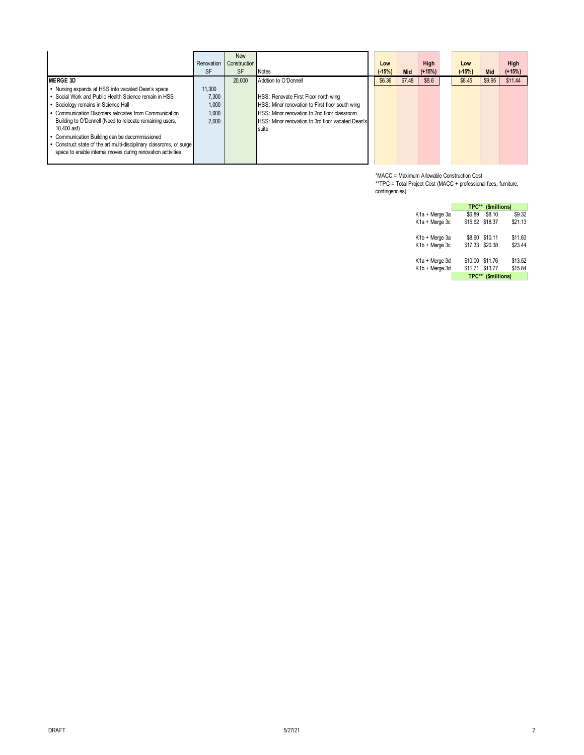| | Renovation SF | New Construction SF | Notes | Low (-15%) | Mid | High (+15%) | Low (-15%) | Mid | High (+15%) |
|---|---|---|---|---|---|---|---|---|---|
| **MERGE 3D** | | 20,000 | Addtion to O'Donnell | $6.36 | $7.48 | $8.6 | $8.45 | $9.95 | $11.44 |
| • Nursing expands at HSS into vacated Dean's space | 11,300 | | | | | | | | |
| • Social Work and Public Health Science remain in HSS | 7,300 | | HSS: Renovate First Floor north wing | | | | | | |
| • Sociology remains in Science Hall | 1,000 | | HSS: Minor renovation to First floor south wing | | | | | | |
| • Communication Disorders relocates from Communication Building to O'Donnell (Need to relocate remaining users, 10,400 asf) | 1,000 | | HSS: Minor renovation to 2nd floor classroom | | | | | | |
| | 2,000 | | HSS: Minor renovation to 3rd floor vacated Dean's suite | | | | | | |
| • Communication Building can be decommissioned | | | | | | | | | |
| • Construct state of the art multi-disciplinary classrooms, or surge space to enable internal moves during renovation activities | | | | | | | | | |

*MACC = Maximum Allowable Construction Cost

**TPC = Total Project Cost (MACC + professional fees, furniture, contingencies)

| | TPC** ($millions) | | |
|---|---|---|---|
| K1a + Merge 3a | $6.89 | $8.10 | $9.32 |
| K1a + Merge 3c | $15.62 | $18.37 | $21.13 |
| | | | |
| K1b + Merge 3a | $8.60 | $10.11 | $11.63 |
| K1b + Merge 3c | $17.33 | $20.38 | $23.44 |
| | | | |
| K1a + Merge 3d | $10.00 | $11.76 | $13.52 |
| K1b + Merge 3d | $11.71 | $13.77 | $15.84 |
| | TPC** ($millions) | | |

DRAFT

5/27/21